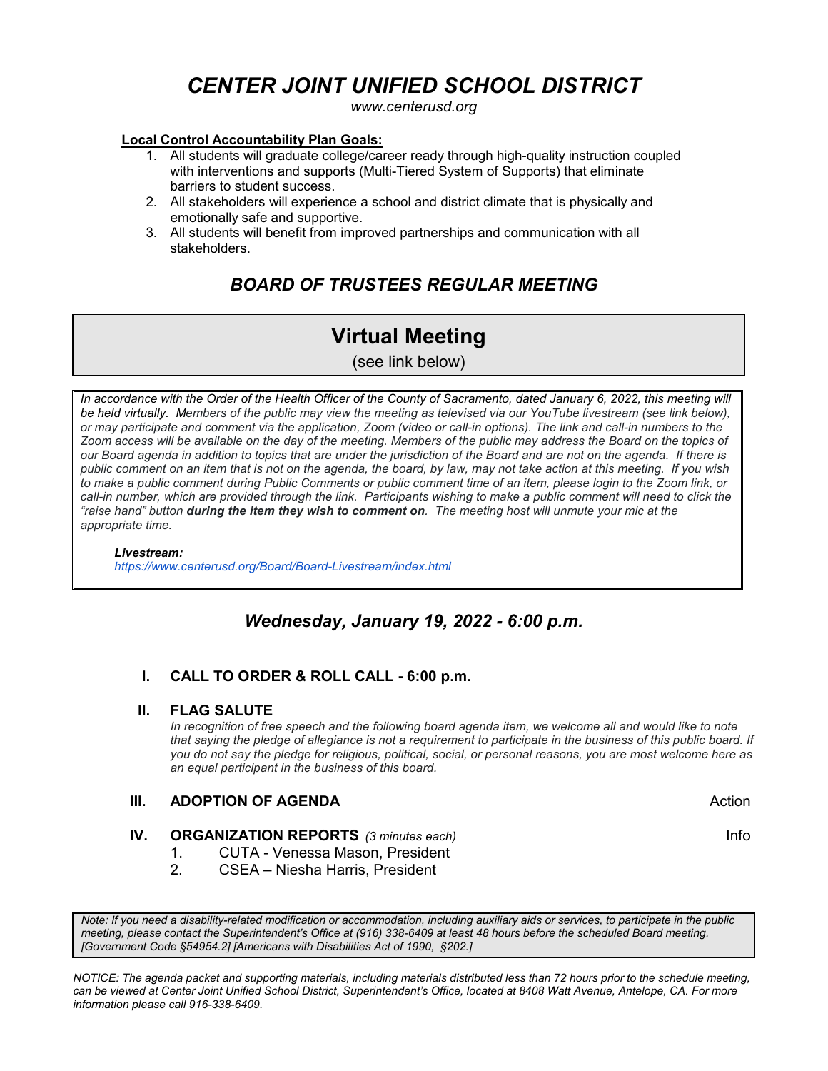# *CENTER JOINT UNIFIED SCHOOL DISTRICT*

*www.centerusd.org*

**Local Control Accountability Plan Goals:**

1. All students will graduate college/career ready through high-quality instruction coupled with interventions and supports (Multi-Tiered System of Supports) that eliminate barriers to student success.
2. All stakeholders will experience a school and district climate that is physically and emotionally safe and supportive.
3. All students will benefit from improved partnerships and communication with all stakeholders.

## *BOARD OF TRUSTEES REGULAR MEETING*

## Virtual Meeting

(see link below)

*In accordance with the Order of the Health Officer of the County of Sacramento, dated January 6, 2022, this meeting will be held virtually. Members of the public may view the meeting as televised via our YouTube livestream (see link below), or may participate and comment via the application, Zoom (video or call-in options). The link and call-in numbers to the Zoom access will be available on the day of the meeting. Members of the public may address the Board on the topics of our Board agenda in addition to topics that are under the jurisdiction of the Board and are not on the agenda. If there is public comment on an item that is not on the agenda, the board, by law, may not take action at this meeting. If you wish to make a public comment during Public Comments or public comment time of an item, please login to the Zoom link, or call-in number, which are provided through the link. Participants wishing to make a public comment will need to click the "raise hand" button* ***during the item they wish to comment on****. The meeting host will unmute your mic at the appropriate time.*

***Livestream:***
*https://www.centerusd.org/Board/Board-Livestream/index.html*

## *Wednesday, January 19, 2022 - 6:00 p.m.*

**I. CALL TO ORDER & ROLL CALL - 6:00 p.m.**

**II. FLAG SALUTE**

*In recognition of free speech and the following board agenda item, we welcome all and would like to note that saying the pledge of allegiance is not a requirement to participate in the business of this public board. If you do not say the pledge for religious, political, social, or personal reasons, you are most welcome here as an equal participant in the business of this board.*

**III. ADOPTION OF AGENDA** — Action

**IV. ORGANIZATION REPORTS** *(3 minutes each)* — Info

1. CUTA - Venessa Mason, President
2. CSEA – Niesha Harris, President

*Note: If you need a disability-related modification or accommodation, including auxiliary aids or services, to participate in the public meeting, please contact the Superintendent's Office at (916) 338-6409 at least 48 hours before the scheduled Board meeting. [Government Code §54954.2] [Americans with Disabilities Act of 1990, §202.]*

*NOTICE: The agenda packet and supporting materials, including materials distributed less than 72 hours prior to the schedule meeting, can be viewed at Center Joint Unified School District, Superintendent's Office, located at 8408 Watt Avenue, Antelope, CA. For more information please call 916-338-6409.*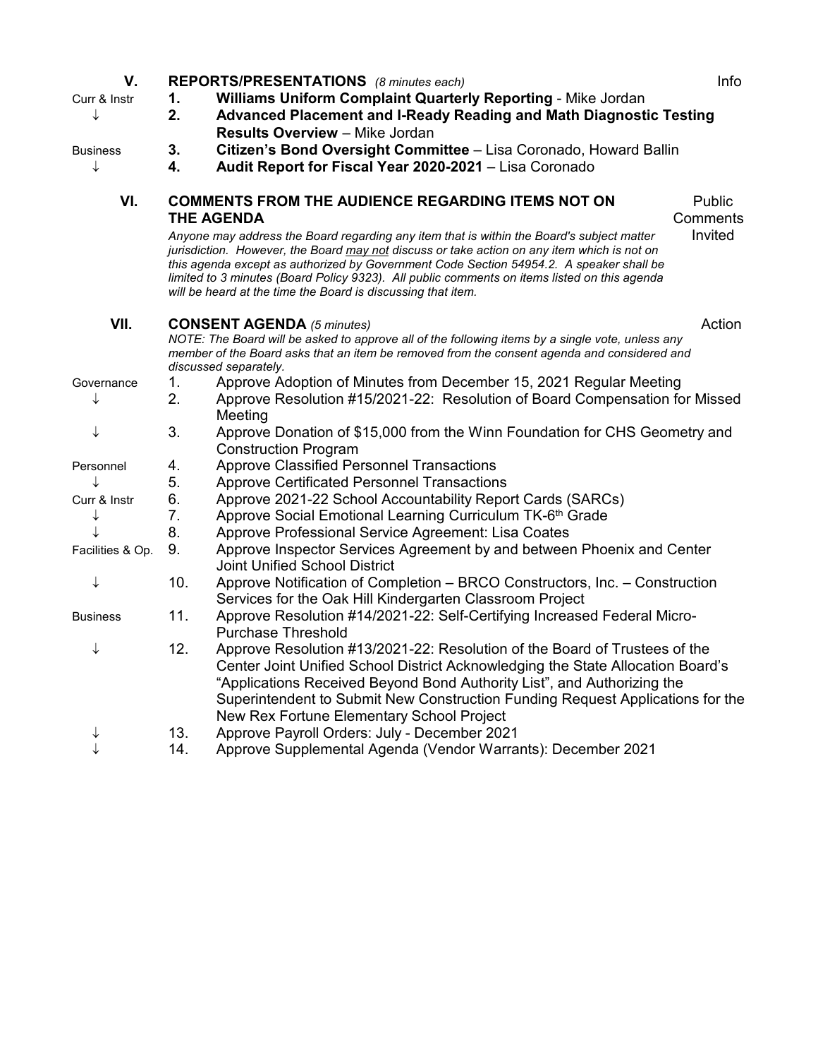## V. REPORTS/PRESENTATIONS *(8 minutes each)* — Info

Curr & Instr

1. **Williams Uniform Complaint Quarterly Reporting** - Mike Jordan
2. **Advanced Placement and I-Ready Reading and Math Diagnostic Testing Results Overview** – Mike Jordan

Business

3. **Citizen's Bond Oversight Committee** – Lisa Coronado, Howard Ballin
4. **Audit Report for Fiscal Year 2020-2021** – Lisa Coronado

## VI. COMMENTS FROM THE AUDIENCE REGARDING ITEMS NOT ON THE AGENDA — Public Comments Invited

*Anyone may address the Board regarding any item that is within the Board's subject matter jurisdiction. However, the Board may not discuss or take action on any item which is not on this agenda except as authorized by Government Code Section 54954.2. A speaker shall be limited to 3 minutes (Board Policy 9323). All public comments on items listed on this agenda will be heard at the time the Board is discussing that item.*

## VII. CONSENT AGENDA *(5 minutes)* — Action

*NOTE: The Board will be asked to approve all of the following items by a single vote, unless any member of the Board asks that an item be removed from the consent agenda and considered and discussed separately.*

Governance

1. Approve Adoption of Minutes from December 15, 2021 Regular Meeting
2. Approve Resolution #15/2021-22: Resolution of Board Compensation for Missed Meeting
3. Approve Donation of $15,000 from the Winn Foundation for CHS Geometry and Construction Program

Personnel

4. Approve Classified Personnel Transactions
5. Approve Certificated Personnel Transactions

Curr & Instr

6. Approve 2021-22 School Accountability Report Cards (SARCs)
7. Approve Social Emotional Learning Curriculum TK-6th Grade
8. Approve Professional Service Agreement: Lisa Coates

Facilities & Op.

9. Approve Inspector Services Agreement by and between Phoenix and Center Joint Unified School District
10. Approve Notification of Completion – BRCO Constructors, Inc. – Construction Services for the Oak Hill Kindergarten Classroom Project

Business

11. Approve Resolution #14/2021-22: Self-Certifying Increased Federal Micro-Purchase Threshold
12. Approve Resolution #13/2021-22: Resolution of the Board of Trustees of the Center Joint Unified School District Acknowledging the State Allocation Board's "Applications Received Beyond Bond Authority List", and Authorizing the Superintendent to Submit New Construction Funding Request Applications for the New Rex Fortune Elementary School Project
13. Approve Payroll Orders: July - December 2021
14. Approve Supplemental Agenda (Vendor Warrants): December 2021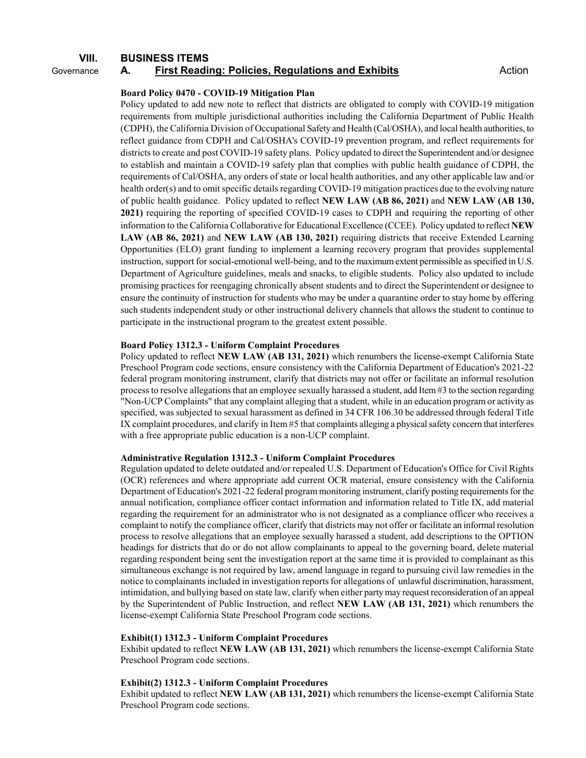## VIII. BUSINESS ITEMS

Governance

### A. First Reading: Policies, Regulations and Exhibits

Action

**Board Policy 0470 - COVID-19 Mitigation Plan**

Policy updated to add new note to reflect that districts are obligated to comply with COVID-19 mitigation requirements from multiple jurisdictional authorities including the California Department of Public Health (CDPH), the California Division of Occupational Safety and Health (Cal/OSHA), and local health authorities, to reflect guidance from CDPH and Cal/OSHA's COVID-19 prevention program, and reflect requirements for districts to create and post COVID-19 safety plans. Policy updated to direct the Superintendent and/or designee to establish and maintain a COVID-19 safety plan that complies with public health guidance of CDPH, the requirements of Cal/OSHA, any orders of state or local health authorities, and any other applicable law and/or health order(s) and to omit specific details regarding COVID-19 mitigation practices due to the evolving nature of public health guidance. Policy updated to reflect **NEW LAW (AB 86, 2021)** and **NEW LAW (AB 130, 2021)** requiring the reporting of specified COVID-19 cases to CDPH and requiring the reporting of other information to the California Collaborative for Educational Excellence (CCEE). Policy updated to reflect **NEW LAW (AB 86, 2021)** and **NEW LAW (AB 130, 2021)** requiring districts that receive Extended Learning Opportunities (ELO) grant funding to implement a learning recovery program that provides supplemental instruction, support for social-emotional well-being, and to the maximum extent permissible as specified in U.S. Department of Agriculture guidelines, meals and snacks, to eligible students. Policy also updated to include promising practices for reengaging chronically absent students and to direct the Superintendent or designee to ensure the continuity of instruction for students who may be under a quarantine order to stay home by offering such students independent study or other instructional delivery channels that allows the student to continue to participate in the instructional program to the greatest extent possible.

**Board Policy 1312.3 - Uniform Complaint Procedures**

Policy updated to reflect **NEW LAW (AB 131, 2021)** which renumbers the license-exempt California State Preschool Program code sections, ensure consistency with the California Department of Education's 2021-22 federal program monitoring instrument, clarify that districts may not offer or facilitate an informal resolution process to resolve allegations that an employee sexually harassed a student, add Item #3 to the section regarding "Non-UCP Complaints" that any complaint alleging that a student, while in an education program or activity as specified, was subjected to sexual harassment as defined in 34 CFR 106.30 be addressed through federal Title IX complaint procedures, and clarify in Item #5 that complaints alleging a physical safety concern that interferes with a free appropriate public education is a non-UCP complaint.

**Administrative Regulation 1312.3 - Uniform Complaint Procedures**

Regulation updated to delete outdated and/or repealed U.S. Department of Education's Office for Civil Rights (OCR) references and where appropriate add current OCR material, ensure consistency with the California Department of Education's 2021-22 federal program monitoring instrument, clarify posting requirements for the annual notification, compliance officer contact information and information related to Title IX, add material regarding the requirement for an administrator who is not designated as a compliance officer who receives a complaint to notify the compliance officer, clarify that districts may not offer or facilitate an informal resolution process to resolve allegations that an employee sexually harassed a student, add descriptions to the OPTION headings for districts that do or do not allow complainants to appeal to the governing board, delete material regarding respondent being sent the investigation report at the same time it is provided to complainant as this simultaneous exchange is not required by law, amend language in regard to pursuing civil law remedies in the notice to complainants included in investigation reports for allegations of unlawful discrimination, harassment, intimidation, and bullying based on state law, clarify when either party may request reconsideration of an appeal by the Superintendent of Public Instruction, and reflect **NEW LAW (AB 131, 2021)** which renumbers the license-exempt California State Preschool Program code sections.

**Exhibit(1) 1312.3 - Uniform Complaint Procedures**

Exhibit updated to reflect **NEW LAW (AB 131, 2021)** which renumbers the license-exempt California State Preschool Program code sections.

**Exhibit(2) 1312.3 - Uniform Complaint Procedures**

Exhibit updated to reflect **NEW LAW (AB 131, 2021)** which renumbers the license-exempt California State Preschool Program code sections.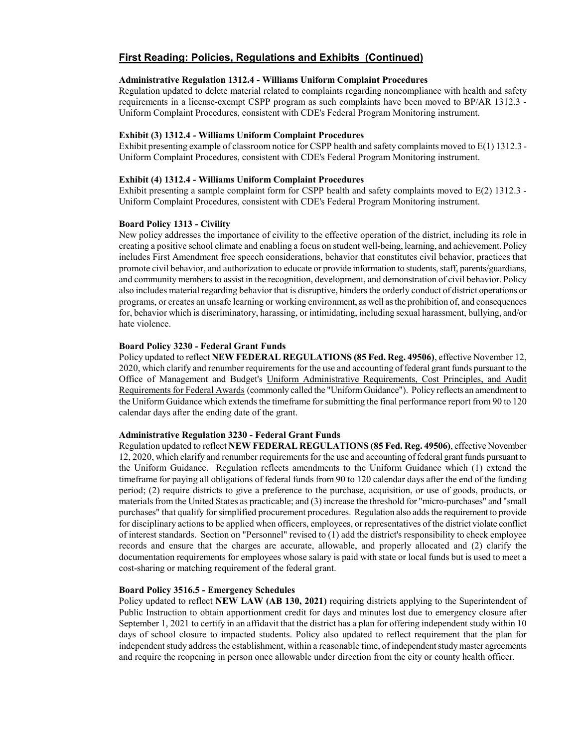## First Reading: Policies, Regulations and Exhibits (Continued)

**Administrative Regulation 1312.4 - Williams Uniform Complaint Procedures**
Regulation updated to delete material related to complaints regarding noncompliance with health and safety requirements in a license-exempt CSPP program as such complaints have been moved to BP/AR 1312.3 - Uniform Complaint Procedures, consistent with CDE's Federal Program Monitoring instrument.

**Exhibit (3) 1312.4 - Williams Uniform Complaint Procedures**
Exhibit presenting example of classroom notice for CSPP health and safety complaints moved to E(1) 1312.3 - Uniform Complaint Procedures, consistent with CDE's Federal Program Monitoring instrument.

**Exhibit (4) 1312.4 - Williams Uniform Complaint Procedures**
Exhibit presenting a sample complaint form for CSPP health and safety complaints moved to E(2) 1312.3 - Uniform Complaint Procedures, consistent with CDE's Federal Program Monitoring instrument.

**Board Policy 1313 - Civility**
New policy addresses the importance of civility to the effective operation of the district, including its role in creating a positive school climate and enabling a focus on student well-being, learning, and achievement. Policy includes First Amendment free speech considerations, behavior that constitutes civil behavior, practices that promote civil behavior, and authorization to educate or provide information to students, staff, parents/guardians, and community members to assist in the recognition, development, and demonstration of civil behavior. Policy also includes material regarding behavior that is disruptive, hinders the orderly conduct of district operations or programs, or creates an unsafe learning or working environment, as well as the prohibition of, and consequences for, behavior which is discriminatory, harassing, or intimidating, including sexual harassment, bullying, and/or hate violence.

**Board Policy 3230 - Federal Grant Funds**
Policy updated to reflect **NEW FEDERAL REGULATIONS (85 Fed. Reg. 49506)**, effective November 12, 2020, which clarify and renumber requirements for the use and accounting of federal grant funds pursuant to the Office of Management and Budget's Uniform Administrative Requirements, Cost Principles, and Audit Requirements for Federal Awards (commonly called the "Uniform Guidance"). Policy reflects an amendment to the Uniform Guidance which extends the timeframe for submitting the final performance report from 90 to 120 calendar days after the ending date of the grant.

**Administrative Regulation 3230 - Federal Grant Funds**
Regulation updated to reflect **NEW FEDERAL REGULATIONS (85 Fed. Reg. 49506)**, effective November 12, 2020, which clarify and renumber requirements for the use and accounting of federal grant funds pursuant to the Uniform Guidance. Regulation reflects amendments to the Uniform Guidance which (1) extend the timeframe for paying all obligations of federal funds from 90 to 120 calendar days after the end of the funding period; (2) require districts to give a preference to the purchase, acquisition, or use of goods, products, or materials from the United States as practicable; and (3) increase the threshold for "micro-purchases" and "small purchases" that qualify for simplified procurement procedures. Regulation also adds the requirement to provide for disciplinary actions to be applied when officers, employees, or representatives of the district violate conflict of interest standards. Section on "Personnel" revised to (1) add the district's responsibility to check employee records and ensure that the charges are accurate, allowable, and properly allocated and (2) clarify the documentation requirements for employees whose salary is paid with state or local funds but is used to meet a cost-sharing or matching requirement of the federal grant.

**Board Policy 3516.5 - Emergency Schedules**
Policy updated to reflect **NEW LAW (AB 130, 2021)** requiring districts applying to the Superintendent of Public Instruction to obtain apportionment credit for days and minutes lost due to emergency closure after September 1, 2021 to certify in an affidavit that the district has a plan for offering independent study within 10 days of school closure to impacted students. Policy also updated to reflect requirement that the plan for independent study address the establishment, within a reasonable time, of independent study master agreements and require the reopening in person once allowable under direction from the city or county health officer.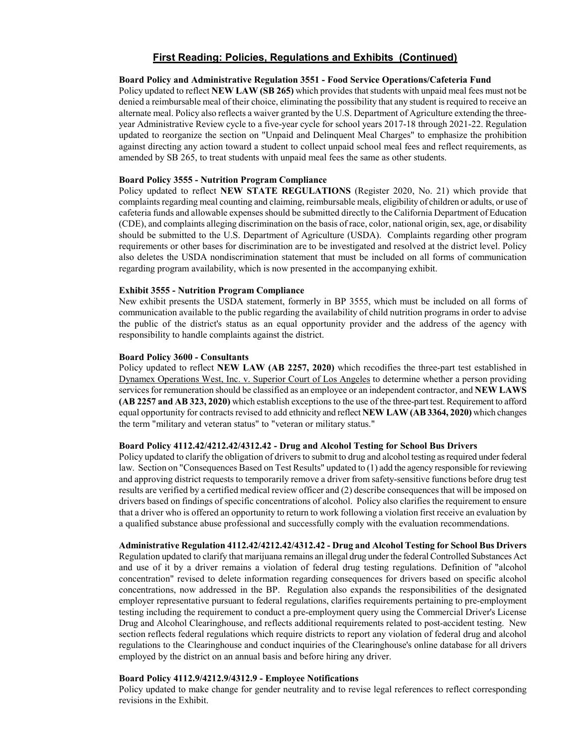## First Reading: Policies, Regulations and Exhibits (Continued)

**Board Policy and Administrative Regulation 3551 - Food Service Operations/Cafeteria Fund**

Policy updated to reflect **NEW LAW (SB 265)** which provides that students with unpaid meal fees must not be denied a reimbursable meal of their choice, eliminating the possibility that any student is required to receive an alternate meal. Policy also reflects a waiver granted by the U.S. Department of Agriculture extending the three-year Administrative Review cycle to a five-year cycle for school years 2017-18 through 2021-22. Regulation updated to reorganize the section on "Unpaid and Delinquent Meal Charges" to emphasize the prohibition against directing any action toward a student to collect unpaid school meal fees and reflect requirements, as amended by SB 265, to treat students with unpaid meal fees the same as other students.

**Board Policy 3555 - Nutrition Program Compliance**

Policy updated to reflect **NEW STATE REGULATIONS** (Register 2020, No. 21) which provide that complaints regarding meal counting and claiming, reimbursable meals, eligibility of children or adults, or use of cafeteria funds and allowable expenses should be submitted directly to the California Department of Education (CDE), and complaints alleging discrimination on the basis of race, color, national origin, sex, age, or disability should be submitted to the U.S. Department of Agriculture (USDA). Complaints regarding other program requirements or other bases for discrimination are to be investigated and resolved at the district level. Policy also deletes the USDA nondiscrimination statement that must be included on all forms of communication regarding program availability, which is now presented in the accompanying exhibit.

**Exhibit 3555 - Nutrition Program Compliance**

New exhibit presents the USDA statement, formerly in BP 3555, which must be included on all forms of communication available to the public regarding the availability of child nutrition programs in order to advise the public of the district's status as an equal opportunity provider and the address of the agency with responsibility to handle complaints against the district.

**Board Policy 3600 - Consultants**

Policy updated to reflect **NEW LAW (AB 2257, 2020)** which recodifies the three-part test established in Dynamex Operations West, Inc. v. Superior Court of Los Angeles to determine whether a person providing services for remuneration should be classified as an employee or an independent contractor, and **NEW LAWS (AB 2257 and AB 323, 2020)** which establish exceptions to the use of the three-part test. Requirement to afford equal opportunity for contracts revised to add ethnicity and reflect **NEW LAW (AB 3364, 2020)** which changes the term "military and veteran status" to "veteran or military status."

**Board Policy 4112.42/4212.42/4312.42 - Drug and Alcohol Testing for School Bus Drivers**

Policy updated to clarify the obligation of drivers to submit to drug and alcohol testing as required under federal law. Section on "Consequences Based on Test Results" updated to (1) add the agency responsible for reviewing and approving district requests to temporarily remove a driver from safety-sensitive functions before drug test results are verified by a certified medical review officer and (2) describe consequences that will be imposed on drivers based on findings of specific concentrations of alcohol. Policy also clarifies the requirement to ensure that a driver who is offered an opportunity to return to work following a violation first receive an evaluation by a qualified substance abuse professional and successfully comply with the evaluation recommendations.

**Administrative Regulation 4112.42/4212.42/4312.42 - Drug and Alcohol Testing for School Bus Drivers**

Regulation updated to clarify that marijuana remains an illegal drug under the federal Controlled Substances Act and use of it by a driver remains a violation of federal drug testing regulations. Definition of "alcohol concentration" revised to delete information regarding consequences for drivers based on specific alcohol concentrations, now addressed in the BP. Regulation also expands the responsibilities of the designated employer representative pursuant to federal regulations, clarifies requirements pertaining to pre-employment testing including the requirement to conduct a pre-employment query using the Commercial Driver's License Drug and Alcohol Clearinghouse, and reflects additional requirements related to post-accident testing. New section reflects federal regulations which require districts to report any violation of federal drug and alcohol regulations to the Clearinghouse and conduct inquiries of the Clearinghouse's online database for all drivers employed by the district on an annual basis and before hiring any driver.

**Board Policy 4112.9/4212.9/4312.9 - Employee Notifications**

Policy updated to make change for gender neutrality and to revise legal references to reflect corresponding revisions in the Exhibit.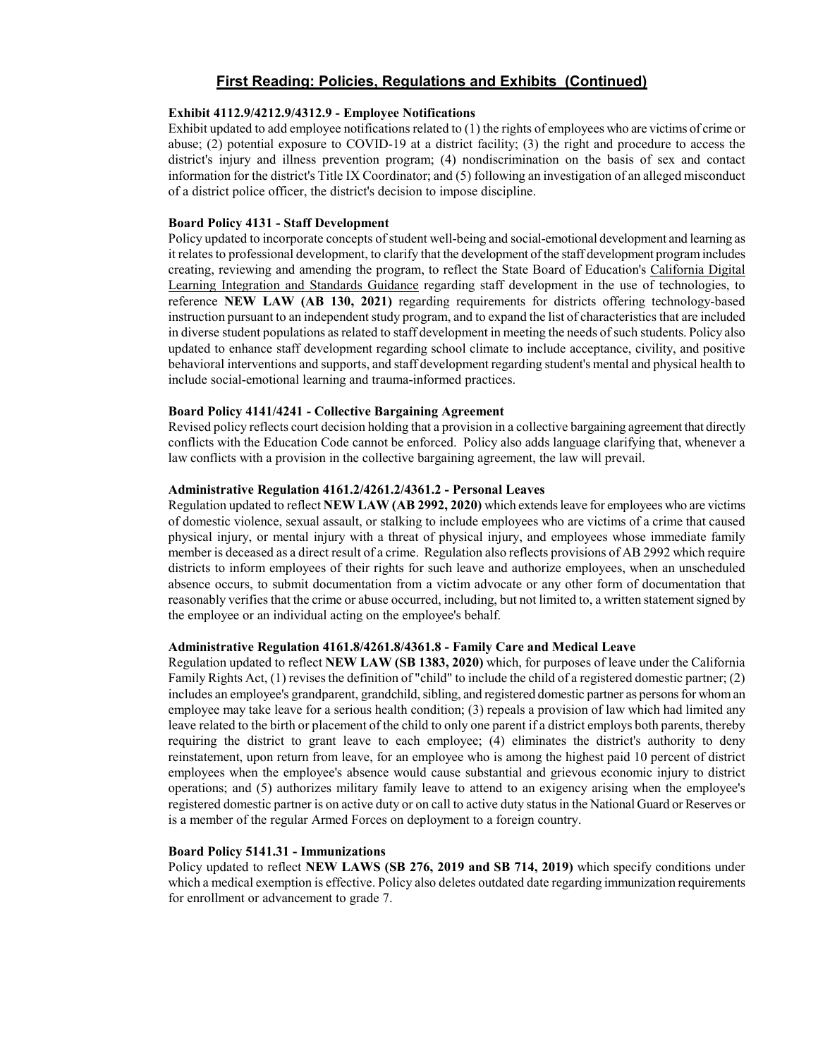## First Reading: Policies, Regulations and Exhibits (Continued)

**Exhibit 4112.9/4212.9/4312.9 - Employee Notifications**
Exhibit updated to add employee notifications related to (1) the rights of employees who are victims of crime or abuse; (2) potential exposure to COVID-19 at a district facility; (3) the right and procedure to access the district's injury and illness prevention program; (4) nondiscrimination on the basis of sex and contact information for the district's Title IX Coordinator; and (5) following an investigation of an alleged misconduct of a district police officer, the district's decision to impose discipline.

**Board Policy 4131 - Staff Development**
Policy updated to incorporate concepts of student well-being and social-emotional development and learning as it relates to professional development, to clarify that the development of the staff development program includes creating, reviewing and amending the program, to reflect the State Board of Education's California Digital Learning Integration and Standards Guidance regarding staff development in the use of technologies, to reference **NEW LAW (AB 130, 2021)** regarding requirements for districts offering technology-based instruction pursuant to an independent study program, and to expand the list of characteristics that are included in diverse student populations as related to staff development in meeting the needs of such students. Policy also updated to enhance staff development regarding school climate to include acceptance, civility, and positive behavioral interventions and supports, and staff development regarding student's mental and physical health to include social-emotional learning and trauma-informed practices.

**Board Policy 4141/4241 - Collective Bargaining Agreement**
Revised policy reflects court decision holding that a provision in a collective bargaining agreement that directly conflicts with the Education Code cannot be enforced. Policy also adds language clarifying that, whenever a law conflicts with a provision in the collective bargaining agreement, the law will prevail.

**Administrative Regulation 4161.2/4261.2/4361.2 - Personal Leaves**
Regulation updated to reflect **NEW LAW (AB 2992, 2020)** which extends leave for employees who are victims of domestic violence, sexual assault, or stalking to include employees who are victims of a crime that caused physical injury, or mental injury with a threat of physical injury, and employees whose immediate family member is deceased as a direct result of a crime. Regulation also reflects provisions of AB 2992 which require districts to inform employees of their rights for such leave and authorize employees, when an unscheduled absence occurs, to submit documentation from a victim advocate or any other form of documentation that reasonably verifies that the crime or abuse occurred, including, but not limited to, a written statement signed by the employee or an individual acting on the employee's behalf.

**Administrative Regulation 4161.8/4261.8/4361.8 - Family Care and Medical Leave**
Regulation updated to reflect **NEW LAW (SB 1383, 2020)** which, for purposes of leave under the California Family Rights Act, (1) revises the definition of "child" to include the child of a registered domestic partner; (2) includes an employee's grandparent, grandchild, sibling, and registered domestic partner as persons for whom an employee may take leave for a serious health condition; (3) repeals a provision of law which had limited any leave related to the birth or placement of the child to only one parent if a district employs both parents, thereby requiring the district to grant leave to each employee; (4) eliminates the district's authority to deny reinstatement, upon return from leave, for an employee who is among the highest paid 10 percent of district employees when the employee's absence would cause substantial and grievous economic injury to district operations; and (5) authorizes military family leave to attend to an exigency arising when the employee's registered domestic partner is on active duty or on call to active duty status in the National Guard or Reserves or is a member of the regular Armed Forces on deployment to a foreign country.

**Board Policy 5141.31 - Immunizations**
Policy updated to reflect **NEW LAWS (SB 276, 2019 and SB 714, 2019)** which specify conditions under which a medical exemption is effective. Policy also deletes outdated date regarding immunization requirements for enrollment or advancement to grade 7.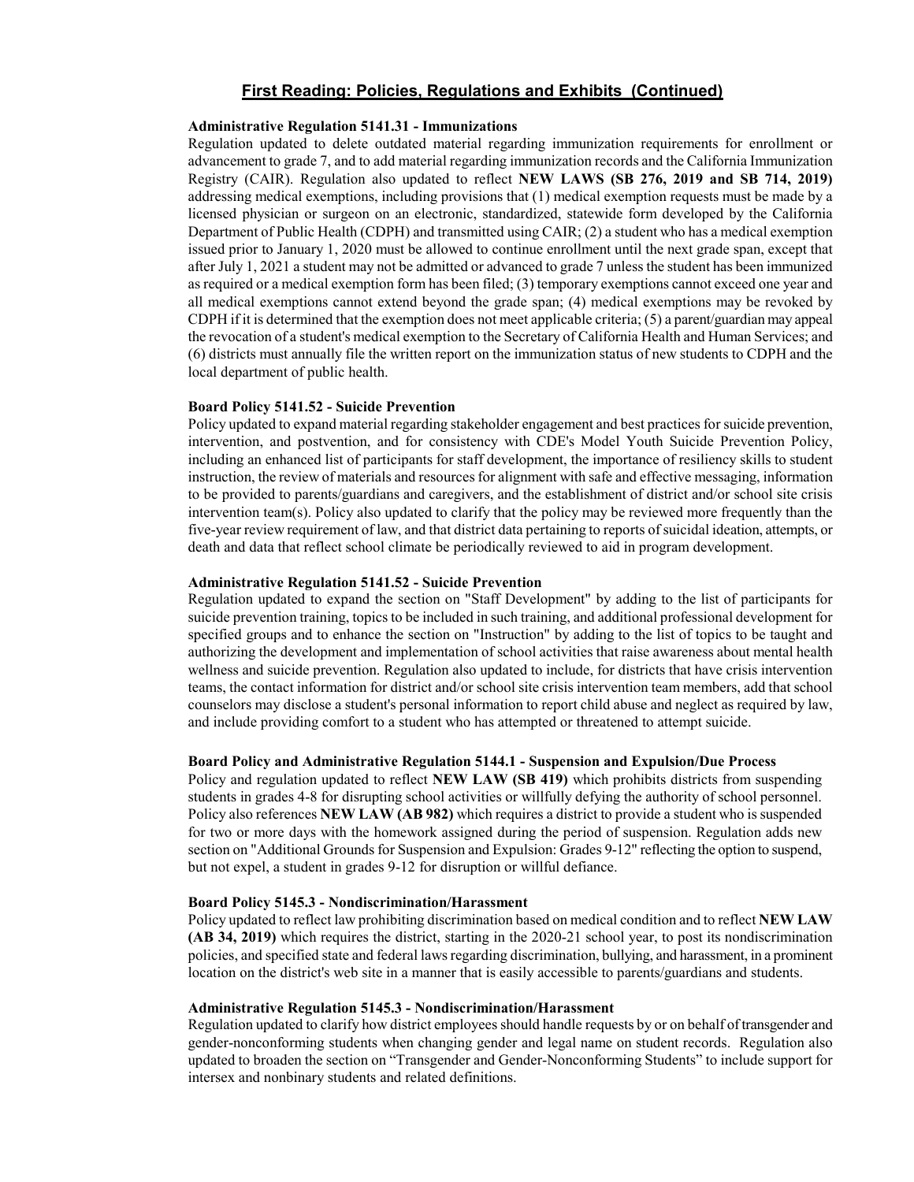## First Reading: Policies, Regulations and Exhibits (Continued)

**Administrative Regulation 5141.31 - Immunizations**

Regulation updated to delete outdated material regarding immunization requirements for enrollment or advancement to grade 7, and to add material regarding immunization records and the California Immunization Registry (CAIR). Regulation also updated to reflect **NEW LAWS (SB 276, 2019 and SB 714, 2019)** addressing medical exemptions, including provisions that (1) medical exemption requests must be made by a licensed physician or surgeon on an electronic, standardized, statewide form developed by the California Department of Public Health (CDPH) and transmitted using CAIR; (2) a student who has a medical exemption issued prior to January 1, 2020 must be allowed to continue enrollment until the next grade span, except that after July 1, 2021 a student may not be admitted or advanced to grade 7 unless the student has been immunized as required or a medical exemption form has been filed; (3) temporary exemptions cannot exceed one year and all medical exemptions cannot extend beyond the grade span; (4) medical exemptions may be revoked by CDPH if it is determined that the exemption does not meet applicable criteria; (5) a parent/guardian may appeal the revocation of a student's medical exemption to the Secretary of California Health and Human Services; and (6) districts must annually file the written report on the immunization status of new students to CDPH and the local department of public health.

**Board Policy 5141.52 - Suicide Prevention**

Policy updated to expand material regarding stakeholder engagement and best practices for suicide prevention, intervention, and postvention, and for consistency with CDE's Model Youth Suicide Prevention Policy, including an enhanced list of participants for staff development, the importance of resiliency skills to student instruction, the review of materials and resources for alignment with safe and effective messaging, information to be provided to parents/guardians and caregivers, and the establishment of district and/or school site crisis intervention team(s). Policy also updated to clarify that the policy may be reviewed more frequently than the five-year review requirement of law, and that district data pertaining to reports of suicidal ideation, attempts, or death and data that reflect school climate be periodically reviewed to aid in program development.

**Administrative Regulation 5141.52 - Suicide Prevention**

Regulation updated to expand the section on "Staff Development" by adding to the list of participants for suicide prevention training, topics to be included in such training, and additional professional development for specified groups and to enhance the section on "Instruction" by adding to the list of topics to be taught and authorizing the development and implementation of school activities that raise awareness about mental health wellness and suicide prevention. Regulation also updated to include, for districts that have crisis intervention teams, the contact information for district and/or school site crisis intervention team members, add that school counselors may disclose a student's personal information to report child abuse and neglect as required by law, and include providing comfort to a student who has attempted or threatened to attempt suicide.

**Board Policy and Administrative Regulation 5144.1 - Suspension and Expulsion/Due Process**

Policy and regulation updated to reflect **NEW LAW (SB 419)** which prohibits districts from suspending students in grades 4-8 for disrupting school activities or willfully defying the authority of school personnel. Policy also references **NEW LAW (AB 982)** which requires a district to provide a student who is suspended for two or more days with the homework assigned during the period of suspension. Regulation adds new section on "Additional Grounds for Suspension and Expulsion: Grades 9-12" reflecting the option to suspend, but not expel, a student in grades 9-12 for disruption or willful defiance.

**Board Policy 5145.3 - Nondiscrimination/Harassment**

Policy updated to reflect law prohibiting discrimination based on medical condition and to reflect **NEW LAW (AB 34, 2019)** which requires the district, starting in the 2020-21 school year, to post its nondiscrimination policies, and specified state and federal laws regarding discrimination, bullying, and harassment, in a prominent location on the district's web site in a manner that is easily accessible to parents/guardians and students.

**Administrative Regulation 5145.3 - Nondiscrimination/Harassment**

Regulation updated to clarify how district employees should handle requests by or on behalf of transgender and gender-nonconforming students when changing gender and legal name on student records. Regulation also updated to broaden the section on "Transgender and Gender-Nonconforming Students" to include support for intersex and nonbinary students and related definitions.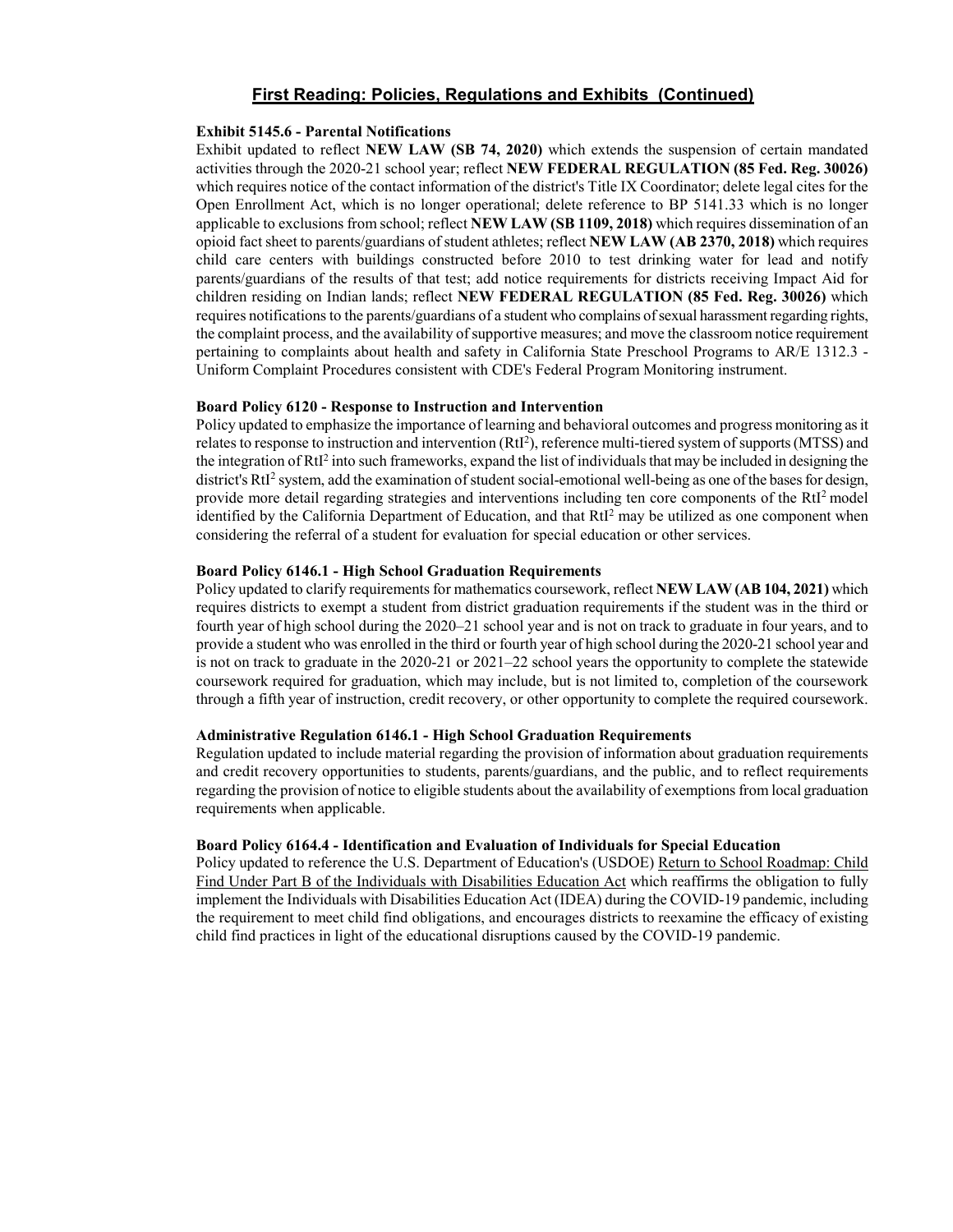## First Reading: Policies, Regulations and Exhibits (Continued)

**Exhibit 5145.6 - Parental Notifications**

Exhibit updated to reflect **NEW LAW (SB 74, 2020)** which extends the suspension of certain mandated activities through the 2020-21 school year; reflect **NEW FEDERAL REGULATION (85 Fed. Reg. 30026)** which requires notice of the contact information of the district's Title IX Coordinator; delete legal cites for the Open Enrollment Act, which is no longer operational; delete reference to BP 5141.33 which is no longer applicable to exclusions from school; reflect **NEW LAW (SB 1109, 2018)** which requires dissemination of an opioid fact sheet to parents/guardians of student athletes; reflect **NEW LAW (AB 2370, 2018)** which requires child care centers with buildings constructed before 2010 to test drinking water for lead and notify parents/guardians of the results of that test; add notice requirements for districts receiving Impact Aid for children residing on Indian lands; reflect **NEW FEDERAL REGULATION (85 Fed. Reg. 30026)** which requires notifications to the parents/guardians of a student who complains of sexual harassment regarding rights, the complaint process, and the availability of supportive measures; and move the classroom notice requirement pertaining to complaints about health and safety in California State Preschool Programs to AR/E 1312.3 - Uniform Complaint Procedures consistent with CDE's Federal Program Monitoring instrument.

**Board Policy 6120 - Response to Instruction and Intervention**

Policy updated to emphasize the importance of learning and behavioral outcomes and progress monitoring as it relates to response to instruction and intervention ($RtI^2$), reference multi-tiered system of supports (MTSS) and the integration of $RtI^2$ into such frameworks, expand the list of individuals that may be included in designing the district's $RtI^2$ system, add the examination of student social-emotional well-being as one of the bases for design, provide more detail regarding strategies and interventions including ten core components of the $RtI^2$ model identified by the California Department of Education, and that $RtI^2$ may be utilized as one component when considering the referral of a student for evaluation for special education or other services.

**Board Policy 6146.1 - High School Graduation Requirements**

Policy updated to clarify requirements for mathematics coursework, reflect **NEW LAW (AB 104, 2021)** which requires districts to exempt a student from district graduation requirements if the student was in the third or fourth year of high school during the 2020–21 school year and is not on track to graduate in four years, and to provide a student who was enrolled in the third or fourth year of high school during the 2020-21 school year and is not on track to graduate in the 2020-21 or 2021–22 school years the opportunity to complete the statewide coursework required for graduation, which may include, but is not limited to, completion of the coursework through a fifth year of instruction, credit recovery, or other opportunity to complete the required coursework.

**Administrative Regulation 6146.1 - High School Graduation Requirements**

Regulation updated to include material regarding the provision of information about graduation requirements and credit recovery opportunities to students, parents/guardians, and the public, and to reflect requirements regarding the provision of notice to eligible students about the availability of exemptions from local graduation requirements when applicable.

**Board Policy 6164.4 - Identification and Evaluation of Individuals for Special Education**

Policy updated to reference the U.S. Department of Education's (USDOE) Return to School Roadmap: Child Find Under Part B of the Individuals with Disabilities Education Act which reaffirms the obligation to fully implement the Individuals with Disabilities Education Act (IDEA) during the COVID-19 pandemic, including the requirement to meet child find obligations, and encourages districts to reexamine the efficacy of existing child find practices in light of the educational disruptions caused by the COVID-19 pandemic.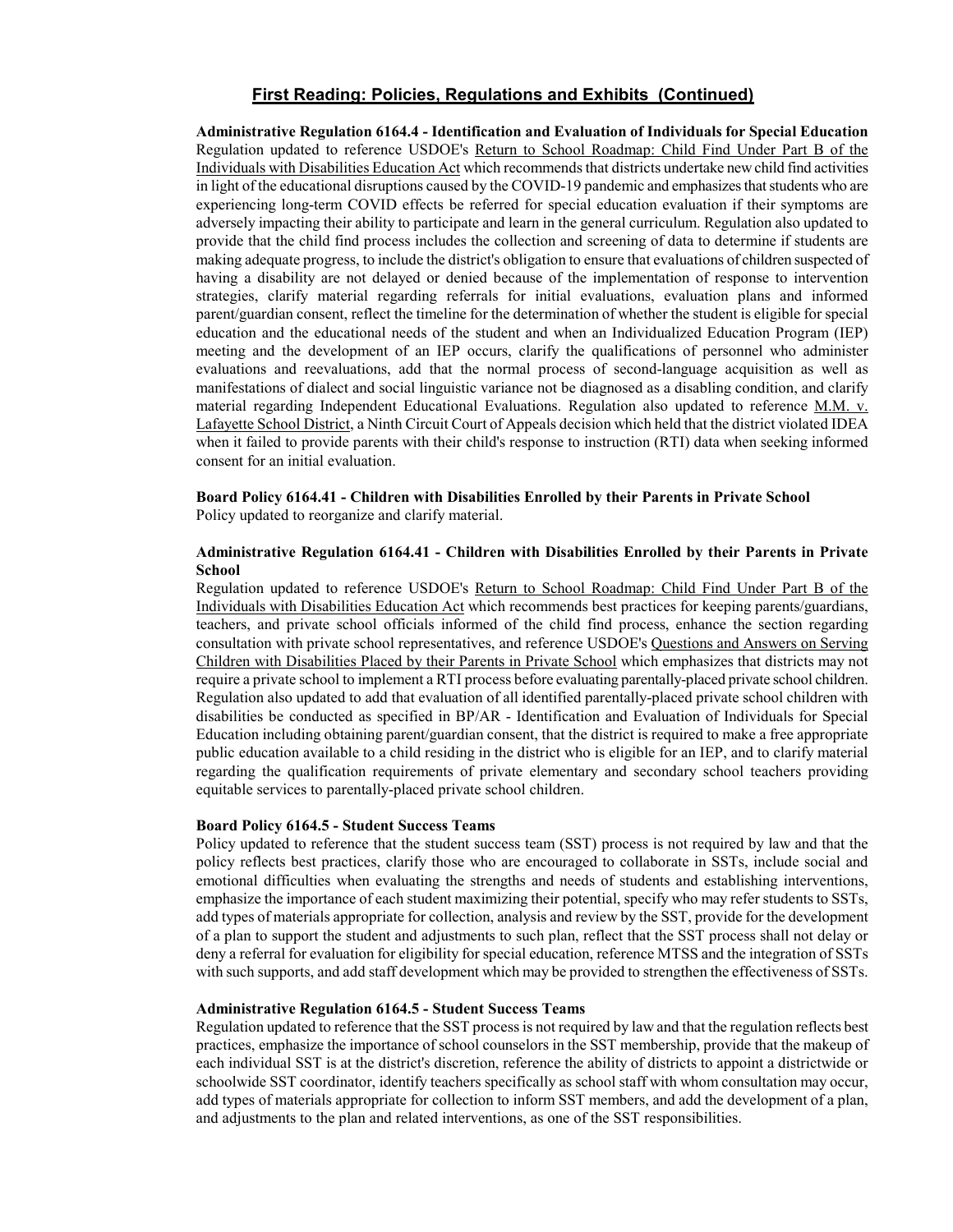## First Reading: Policies, Regulations and Exhibits (Continued)

**Administrative Regulation 6164.4 - Identification and Evaluation of Individuals for Special Education**
Regulation updated to reference USDOE's Return to School Roadmap: Child Find Under Part B of the Individuals with Disabilities Education Act which recommends that districts undertake new child find activities in light of the educational disruptions caused by the COVID-19 pandemic and emphasizes that students who are experiencing long-term COVID effects be referred for special education evaluation if their symptoms are adversely impacting their ability to participate and learn in the general curriculum. Regulation also updated to provide that the child find process includes the collection and screening of data to determine if students are making adequate progress, to include the district's obligation to ensure that evaluations of children suspected of having a disability are not delayed or denied because of the implementation of response to intervention strategies, clarify material regarding referrals for initial evaluations, evaluation plans and informed parent/guardian consent, reflect the timeline for the determination of whether the student is eligible for special education and the educational needs of the student and when an Individualized Education Program (IEP) meeting and the development of an IEP occurs, clarify the qualifications of personnel who administer evaluations and reevaluations, add that the normal process of second-language acquisition as well as manifestations of dialect and social linguistic variance not be diagnosed as a disabling condition, and clarify material regarding Independent Educational Evaluations. Regulation also updated to reference M.M. v. Lafayette School District, a Ninth Circuit Court of Appeals decision which held that the district violated IDEA when it failed to provide parents with their child's response to instruction (RTI) data when seeking informed consent for an initial evaluation.

**Board Policy 6164.41 - Children with Disabilities Enrolled by their Parents in Private School**
Policy updated to reorganize and clarify material.

**Administrative Regulation 6164.41 - Children with Disabilities Enrolled by their Parents in Private School**
Regulation updated to reference USDOE's Return to School Roadmap: Child Find Under Part B of the Individuals with Disabilities Education Act which recommends best practices for keeping parents/guardians, teachers, and private school officials informed of the child find process, enhance the section regarding consultation with private school representatives, and reference USDOE's Questions and Answers on Serving Children with Disabilities Placed by their Parents in Private School which emphasizes that districts may not require a private school to implement a RTI process before evaluating parentally-placed private school children. Regulation also updated to add that evaluation of all identified parentally-placed private school children with disabilities be conducted as specified in BP/AR - Identification and Evaluation of Individuals for Special Education including obtaining parent/guardian consent, that the district is required to make a free appropriate public education available to a child residing in the district who is eligible for an IEP, and to clarify material regarding the qualification requirements of private elementary and secondary school teachers providing equitable services to parentally-placed private school children.

**Board Policy 6164.5 - Student Success Teams**
Policy updated to reference that the student success team (SST) process is not required by law and that the policy reflects best practices, clarify those who are encouraged to collaborate in SSTs, include social and emotional difficulties when evaluating the strengths and needs of students and establishing interventions, emphasize the importance of each student maximizing their potential, specify who may refer students to SSTs, add types of materials appropriate for collection, analysis and review by the SST, provide for the development of a plan to support the student and adjustments to such plan, reflect that the SST process shall not delay or deny a referral for evaluation for eligibility for special education, reference MTSS and the integration of SSTs with such supports, and add staff development which may be provided to strengthen the effectiveness of SSTs.

**Administrative Regulation 6164.5 - Student Success Teams**
Regulation updated to reference that the SST process is not required by law and that the regulation reflects best practices, emphasize the importance of school counselors in the SST membership, provide that the makeup of each individual SST is at the district's discretion, reference the ability of districts to appoint a districtwide or schoolwide SST coordinator, identify teachers specifically as school staff with whom consultation may occur, add types of materials appropriate for collection to inform SST members, and add the development of a plan, and adjustments to the plan and related interventions, as one of the SST responsibilities.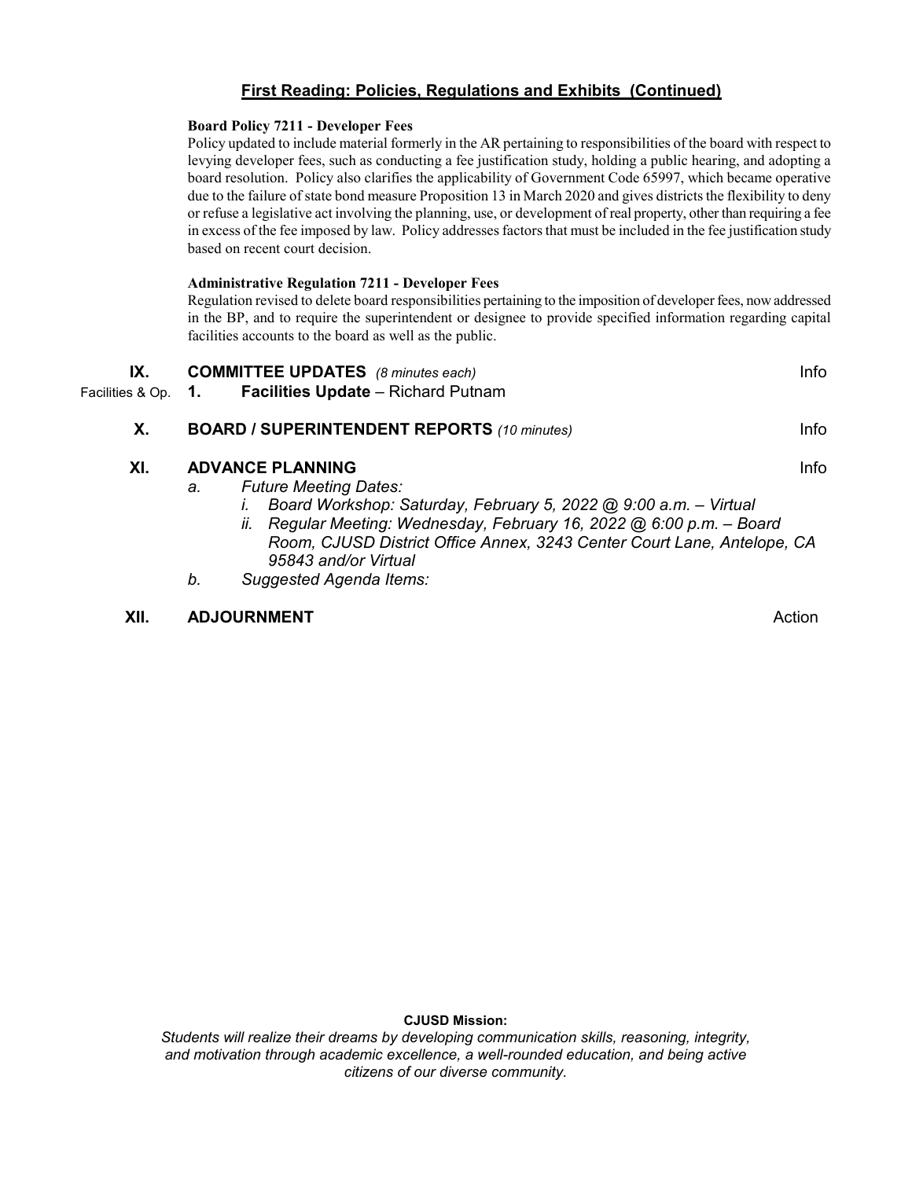## First Reading: Policies, Regulations and Exhibits (Continued)

**Board Policy 7211 - Developer Fees**

Policy updated to include material formerly in the AR pertaining to responsibilities of the board with respect to levying developer fees, such as conducting a fee justification study, holding a public hearing, and adopting a board resolution. Policy also clarifies the applicability of Government Code 65997, which became operative due to the failure of state bond measure Proposition 13 in March 2020 and gives districts the flexibility to deny or refuse a legislative act involving the planning, use, or development of real property, other than requiring a fee in excess of the fee imposed by law. Policy addresses factors that must be included in the fee justification study based on recent court decision.

**Administrative Regulation 7211 - Developer Fees**

Regulation revised to delete board responsibilities pertaining to the imposition of developer fees, now addressed in the BP, and to require the superintendent or designee to provide specified information regarding capital facilities accounts to the board as well as the public.

**IX. COMMITTEE UPDATES** *(8 minutes each)* — Info

Facilities & Op. **1. Facilities Update** – Richard Putnam

**X. BOARD / SUPERINTENDENT REPORTS** *(10 minutes)* — Info

**XI. ADVANCE PLANNING** — Info

a. *Future Meeting Dates:*
   - i. *Board Workshop: Saturday, February 5, 2022 @ 9:00 a.m. – Virtual*
   - ii. *Regular Meeting: Wednesday, February 16, 2022 @ 6:00 p.m. – Board Room, CJUSD District Office Annex, 3243 Center Court Lane, Antelope, CA 95843 and/or Virtual*

b. *Suggested Agenda Items:*

**XII. ADJOURNMENT** — Action

**CJUSD Mission:**

*Students will realize their dreams by developing communication skills, reasoning, integrity, and motivation through academic excellence, a well-rounded education, and being active citizens of our diverse community.*